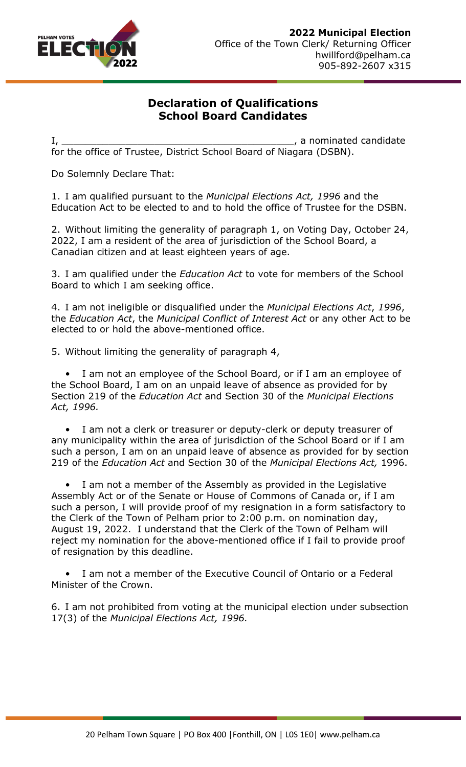**2022 Municipal Election**
Office of the Town Clerk/ Returning Officer
hwillford@pelham.ca
905-892-2607 x315

# Declaration of Qualifications School Board Candidates

I, ________________________________________, a nominated candidate for the office of Trustee, District School Board of Niagara (DSBN).

Do Solemnly Declare That:

1. I am qualified pursuant to the *Municipal Elections Act, 1996* and the Education Act to be elected to and to hold the office of Trustee for the DSBN.

2. Without limiting the generality of paragraph 1, on Voting Day, October 24, 2022, I am a resident of the area of jurisdiction of the School Board, a Canadian citizen and at least eighteen years of age.

3. I am qualified under the *Education Act* to vote for members of the School Board to which I am seeking office.

4. I am not ineligible or disqualified under the *Municipal Elections Act*, *1996*, the *Education Act*, the *Municipal Conflict of Interest Act* or any other Act to be elected to or hold the above-mentioned office.

5. Without limiting the generality of paragraph 4,

- I am not an employee of the School Board, or if I am an employee of the School Board, I am on an unpaid leave of absence as provided for by Section 219 of the *Education Act* and Section 30 of the *Municipal Elections Act, 1996.*

- I am not a clerk or treasurer or deputy-clerk or deputy treasurer of any municipality within the area of jurisdiction of the School Board or if I am such a person, I am on an unpaid leave of absence as provided for by section 219 of the *Education Act* and Section 30 of the *Municipal Elections Act,* 1996.

- I am not a member of the Assembly as provided in the Legislative Assembly Act or of the Senate or House of Commons of Canada or, if I am such a person, I will provide proof of my resignation in a form satisfactory to the Clerk of the Town of Pelham prior to 2:00 p.m. on nomination day, August 19, 2022. I understand that the Clerk of the Town of Pelham will reject my nomination for the above-mentioned office if I fail to provide proof of resignation by this deadline.

- I am not a member of the Executive Council of Ontario or a Federal Minister of the Crown.

6. I am not prohibited from voting at the municipal election under subsection 17(3) of the *Municipal Elections Act, 1996.*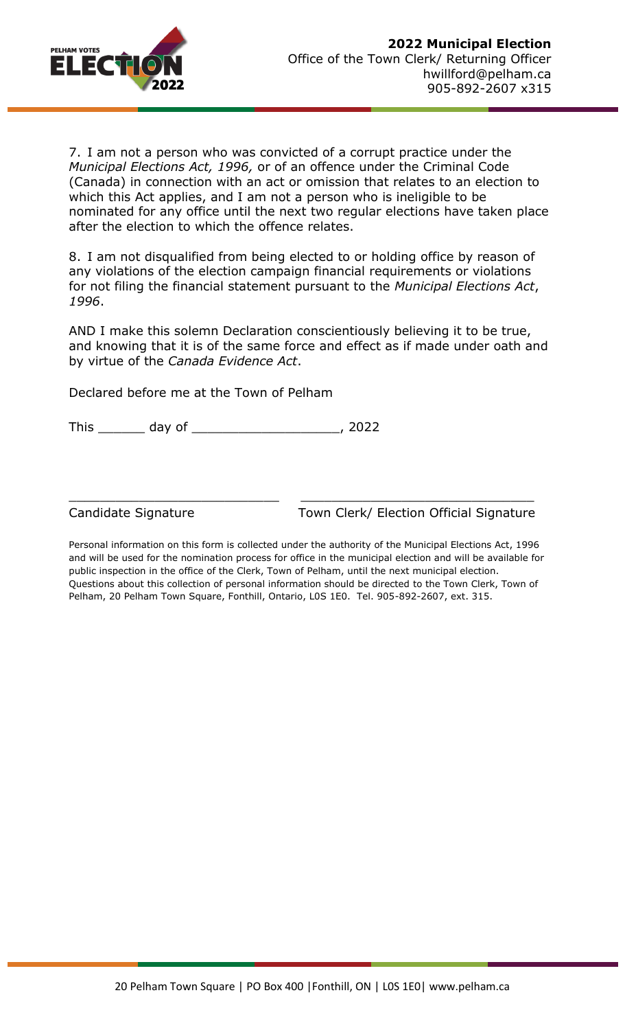7. I am not a person who was convicted of a corrupt practice under the *Municipal Elections Act, 1996,* or of an offence under the Criminal Code (Canada) in connection with an act or omission that relates to an election to which this Act applies, and I am not a person who is ineligible to be nominated for any office until the next two regular elections have taken place after the election to which the offence relates.

8. I am not disqualified from being elected to or holding office by reason of any violations of the election campaign financial requirements or violations for not filing the financial statement pursuant to the *Municipal Elections Act*, *1996*.

AND I make this solemn Declaration conscientiously believing it to be true, and knowing that it is of the same force and effect as if made under oath and by virtue of the *Canada Evidence Act*.

Declared before me at the Town of Pelham

This ______ day of ___________________, 2022

___________________________ ______________________________

Candidate Signature Town Clerk/ Election Official Signature

Personal information on this form is collected under the authority of the Municipal Elections Act, 1996 and will be used for the nomination process for office in the municipal election and will be available for public inspection in the office of the Clerk, Town of Pelham, until the next municipal election. Questions about this collection of personal information should be directed to the Town Clerk, Town of Pelham, 20 Pelham Town Square, Fonthill, Ontario, L0S 1E0. Tel. 905-892-2607, ext. 315.